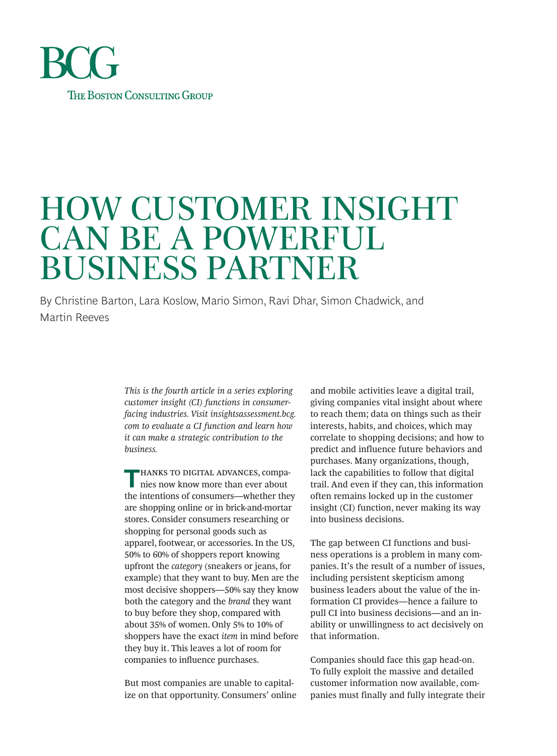BCG

The Boston Consulting Group

# HOW CUSTOMER INSIGHT CAN BE A POWERFUL BUSINESS PARTNER

By Christine Barton, Lara Koslow, Mario Simon, Ravi Dhar, Simon Chadwick, and Martin Reeves

*This is the fourth article in a series exploring customer insight (CI) functions in consumer-facing industries. Visit insightsassessment.bcg.com to evaluate a CI function and learn how it can make a strategic contribution to the business.*

Thanks to digital advances, companies now know more than ever about the intentions of consumers—whether they are shopping online or in brick-and-mortar stores. Consider consumers researching or shopping for personal goods such as apparel, footwear, or accessories. In the US, 50% to 60% of shoppers report knowing upfront the *category* (sneakers or jeans, for example) that they want to buy. Men are the most decisive shoppers—50% say they know both the category and the *brand* they want to buy before they shop, compared with about 35% of women. Only 5% to 10% of shoppers have the exact *item* in mind before they buy it. This leaves a lot of room for companies to influence purchases.

But most companies are unable to capitalize on that opportunity. Consumers' online and mobile activities leave a digital trail, giving companies vital insight about where to reach them; data on things such as their interests, habits, and choices, which may correlate to shopping decisions; and how to predict and influence future behaviors and purchases. Many organizations, though, lack the capabilities to follow that digital trail. And even if they can, this information often remains locked up in the customer insight (CI) function, never making its way into business decisions.

The gap between CI functions and business operations is a problem in many companies. It's the result of a number of issues, including persistent skepticism among business leaders about the value of the information CI provides—hence a failure to pull CI into business decisions—and an inability or unwillingness to act decisively on that information.

Companies should face this gap head-on. To fully exploit the massive and detailed customer information now available, companies must finally and fully integrate their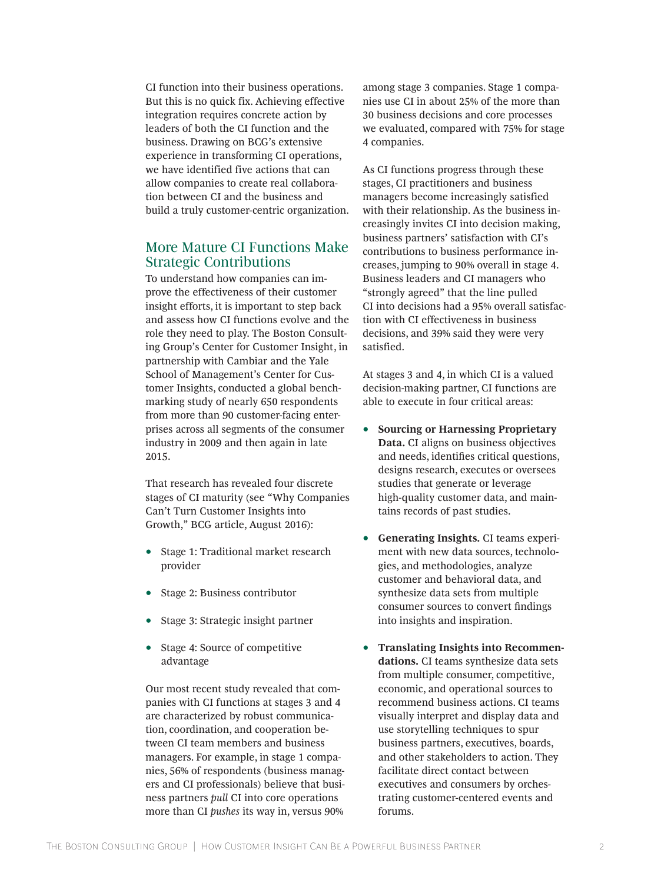CI function into their business operations. But this is no quick fix. Achieving effective integration requires concrete action by leaders of both the CI function and the business. Drawing on BCG's extensive experience in transforming CI operations, we have identified five actions that can allow companies to create real collaboration between CI and the business and build a truly customer-centric organization.

## More Mature CI Functions Make Strategic Contributions

To understand how companies can improve the effectiveness of their customer insight efforts, it is important to step back and assess how CI functions evolve and the role they need to play. The Boston Consulting Group's Center for Customer Insight, in partnership with Cambiar and the Yale School of Management's Center for Customer Insights, conducted a global benchmarking study of nearly 650 respondents from more than 90 customer-facing enterprises across all segments of the consumer industry in 2009 and then again in late 2015.

That research has revealed four discrete stages of CI maturity (see "Why Companies Can't Turn Customer Insights into Growth," BCG article, August 2016):

- Stage 1: Traditional market research provider
- Stage 2: Business contributor
- Stage 3: Strategic insight partner
- Stage 4: Source of competitive advantage

Our most recent study revealed that companies with CI functions at stages 3 and 4 are characterized by robust communication, coordination, and cooperation between CI team members and business managers. For example, in stage 1 companies, 56% of respondents (business managers and CI professionals) believe that business partners *pull* CI into core operations more than CI *pushes* its way in, versus 90% among stage 3 companies. Stage 1 companies use CI in about 25% of the more than 30 business decisions and core processes we evaluated, compared with 75% for stage 4 companies.

As CI functions progress through these stages, CI practitioners and business managers become increasingly satisfied with their relationship. As the business increasingly invites CI into decision making, business partners' satisfaction with CI's contributions to business performance increases, jumping to 90% overall in stage 4. Business leaders and CI managers who "strongly agreed" that the line pulled CI into decisions had a 95% overall satisfaction with CI effectiveness in business decisions, and 39% said they were very satisfied.

At stages 3 and 4, in which CI is a valued decision-making partner, CI functions are able to execute in four critical areas:

- **Sourcing or Harnessing Proprietary Data.** CI aligns on business objectives and needs, identifies critical questions, designs research, executes or oversees studies that generate or leverage high-quality customer data, and maintains records of past studies.
- **Generating Insights.** CI teams experiment with new data sources, technologies, and methodologies, analyze customer and behavioral data, and synthesize data sets from multiple consumer sources to convert findings into insights and inspiration.
- **Translating Insights into Recommendations.** CI teams synthesize data sets from multiple consumer, competitive, economic, and operational sources to recommend business actions. CI teams visually interpret and display data and use storytelling techniques to spur business partners, executives, boards, and other stakeholders to action. They facilitate direct contact between executives and consumers by orchestrating customer-centered events and forums.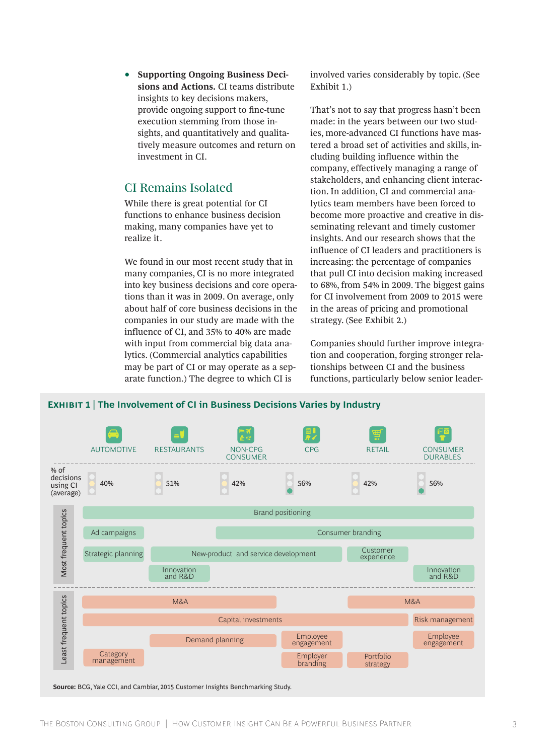- **Supporting Ongoing Business Decisions and Actions.** CI teams distribute insights to key decisions makers, provide ongoing support to fine-tune execution stemming from those insights, and quantitatively and qualitatively measure outcomes and return on investment in CI.

## CI Remains Isolated

While there is great potential for CI functions to enhance business decision making, many companies have yet to realize it.

We found in our most recent study that in many companies, CI is no more integrated into key business decisions and core operations than it was in 2009. On average, only about half of core business decisions in the companies in our study are made with the influence of CI, and 35% to 40% are made with input from commercial big data analytics. (Commercial analytics capabilities may be part of CI or may operate as a separate function.) The degree to which CI is involved varies considerably by topic. (See Exhibit 1.)

That's not to say that progress hasn't been made: in the years between our two studies, more-advanced CI functions have mastered a broad set of activities and skills, including building influence within the company, effectively managing a range of stakeholders, and enhancing client interaction. In addition, CI and commercial analytics team members have been forced to become more proactive and creative in disseminating relevant and timely customer insights. And our research shows that the influence of CI leaders and practitioners is increasing: the percentage of companies that pull CI into decision making increased to 68%, from 54% in 2009. The biggest gains for CI involvement from 2009 to 2015 were in the areas of pricing and promotional strategy. (See Exhibit 2.)

Companies should further improve integration and cooperation, forging stronger relationships between CI and the business functions, particularly below senior leader-

**Exhibit 1 | The Involvement of CI in Business Decisions Varies by Industry**

| | Automotive | Restaurants | Non-CPG consumer | CPG | Retail | Consumer durables |
|---|---|---|---|---|---|---|
| % of decisions using CI (average) | 40% | 51% | 42% | 56% | 42% | 56% |
| **Most frequent topics** | Brand positioning | Brand positioning | Brand positioning | Brand positioning | Brand positioning | Brand positioning |
| | Ad campaigns | | Consumer branding | Consumer branding | Consumer branding | Consumer branding |
| | Strategic planning | New-product and service development | New-product and service development | New-product and service development | Customer experience | |
| | | Innovation and R&D | | | | Innovation and R&D |
| **Least frequent topics** | M&A | M&A | M&A | | M&A | M&A |
| | Capital investments | Capital investments | Capital investments | Capital investments | Capital investments | Risk management |
| | | Demand planning | Demand planning | Employee engagement | | Employee engagement |
| | Category management | | | Employer branding | Portfolio strategy | |

**Source:** BCG, Yale CCI, and Cambiar, 2015 Customer Insights Benchmarking Study.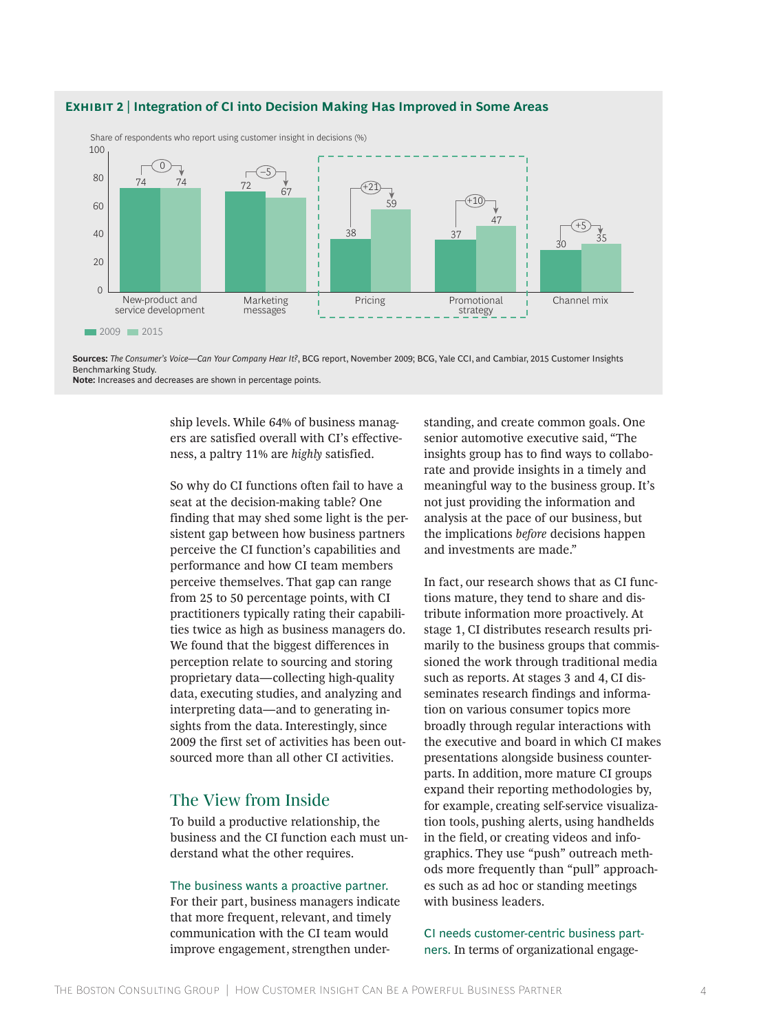**EXHIBIT 2 | Integration of CI into Decision Making Has Improved in Some Areas**

Share of respondents who report using customer insight in decisions (%)

| | 2009 | 2015 | Change |
|---|---|---|---|
| New-product and service development | 74 | 74 | 0 |
| Marketing messages | 72 | 67 | –5 |
| Pricing | 38 | 59 | +21 |
| Promotional strategy | 37 | 47 | +10 |
| Channel mix | 30 | 35 | +5 |

**Sources:** *The Consumer's Voice—Can Your Company Hear It?*, BCG report, November 2009; BCG, Yale CCI, and Cambiar, 2015 Customer Insights Benchmarking Study.
**Note:** Increases and decreases are shown in percentage points.

ship levels. While 64% of business managers are satisfied overall with CI's effectiveness, a paltry 11% are *highly* satisfied.

So why do CI functions often fail to have a seat at the decision-making table? One finding that may shed some light is the persistent gap between how business partners perceive the CI function's capabilities and performance and how CI team members perceive themselves. That gap can range from 25 to 50 percentage points, with CI practitioners typically rating their capabilities twice as high as business managers do. We found that the biggest differences in perception relate to sourcing and storing proprietary data—collecting high-quality data, executing studies, and analyzing and interpreting data—and to generating insights from the data. Interestingly, since 2009 the first set of activities has been outsourced more than all other CI activities.

## The View from Inside

To build a productive relationship, the business and the CI function each must understand what the other requires.

**The business wants a proactive partner.** For their part, business managers indicate that more frequent, relevant, and timely communication with the CI team would improve engagement, strengthen understanding, and create common goals. One senior automotive executive said, "The insights group has to find ways to collaborate and provide insights in a timely and meaningful way to the business group. It's not just providing the information and analysis at the pace of our business, but the implications *before* decisions happen and investments are made."

In fact, our research shows that as CI functions mature, they tend to share and distribute information more proactively. At stage 1, CI distributes research results primarily to the business groups that commissioned the work through traditional media such as reports. At stages 3 and 4, CI disseminates research findings and information on various consumer topics more broadly through regular interactions with the executive and board in which CI makes presentations alongside business counterparts. In addition, more mature CI groups expand their reporting methodologies by, for example, creating self-service visualization tools, pushing alerts, using handhelds in the field, or creating videos and infographics. They use "push" outreach methods more frequently than "pull" approaches such as ad hoc or standing meetings with business leaders.

**CI needs customer-centric business partners.** In terms of organizational engage-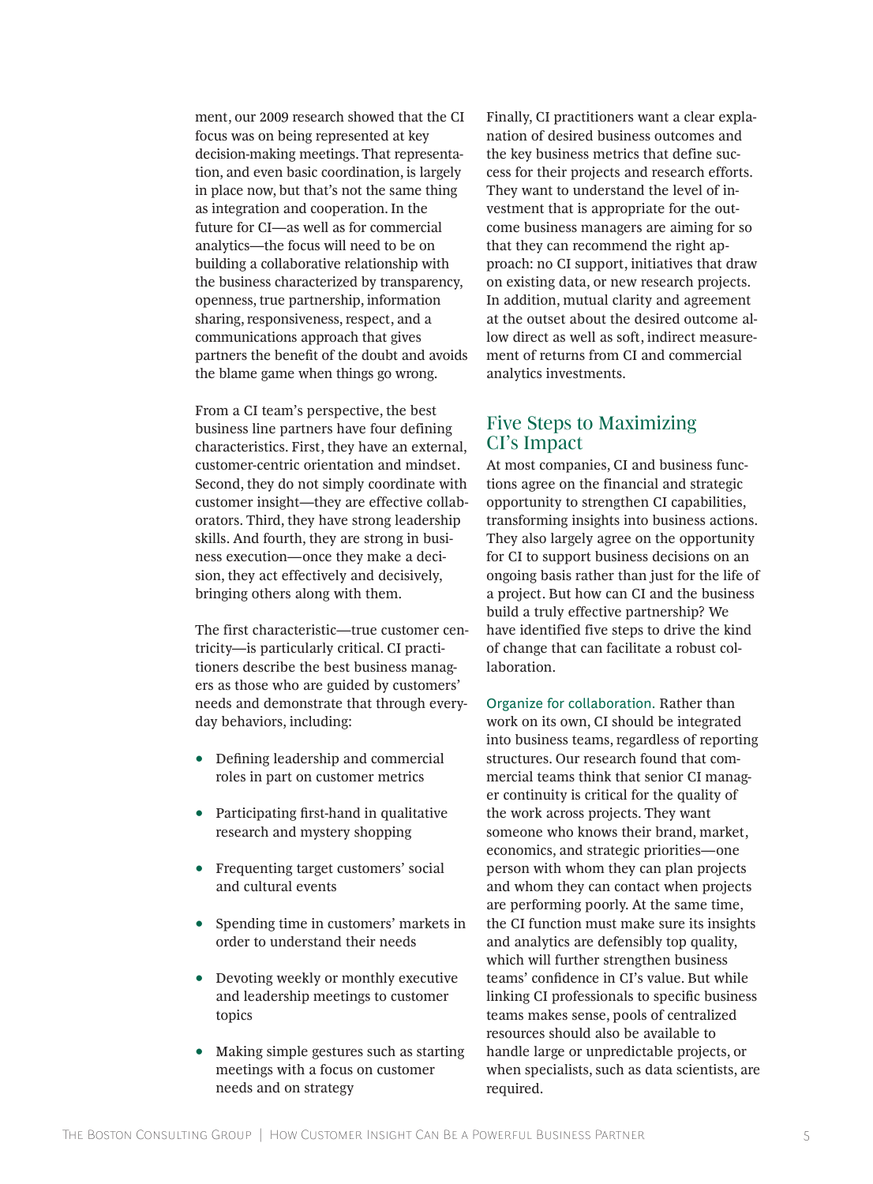ment, our 2009 research showed that the CI focus was on being represented at key decision-making meetings. That representation, and even basic coordination, is largely in place now, but that's not the same thing as integration and cooperation. In the future for CI—as well as for commercial analytics—the focus will need to be on building a collaborative relationship with the business characterized by transparency, openness, true partnership, information sharing, responsiveness, respect, and a communications approach that gives partners the benefit of the doubt and avoids the blame game when things go wrong.

From a CI team's perspective, the best business line partners have four defining characteristics. First, they have an external, customer-centric orientation and mindset. Second, they do not simply coordinate with customer insight—they are effective collaborators. Third, they have strong leadership skills. And fourth, they are strong in business execution—once they make a decision, they act effectively and decisively, bringing others along with them.

The first characteristic—true customer centricity—is particularly critical. CI practitioners describe the best business managers as those who are guided by customers' needs and demonstrate that through everyday behaviors, including:

- Defining leadership and commercial roles in part on customer metrics
- Participating first-hand in qualitative research and mystery shopping
- Frequenting target customers' social and cultural events
- Spending time in customers' markets in order to understand their needs
- Devoting weekly or monthly executive and leadership meetings to customer topics
- Making simple gestures such as starting meetings with a focus on customer needs and on strategy

Finally, CI practitioners want a clear explanation of desired business outcomes and the key business metrics that define success for their projects and research efforts. They want to understand the level of investment that is appropriate for the outcome business managers are aiming for so that they can recommend the right approach: no CI support, initiatives that draw on existing data, or new research projects. In addition, mutual clarity and agreement at the outset about the desired outcome allow direct as well as soft, indirect measurement of returns from CI and commercial analytics investments.

## Five Steps to Maximizing CI's Impact

At most companies, CI and business functions agree on the financial and strategic opportunity to strengthen CI capabilities, transforming insights into business actions. They also largely agree on the opportunity for CI to support business decisions on an ongoing basis rather than just for the life of a project. But how can CI and the business build a truly effective partnership? We have identified five steps to drive the kind of change that can facilitate a robust collaboration.

**Organize for collaboration.** Rather than work on its own, CI should be integrated into business teams, regardless of reporting structures. Our research found that commercial teams think that senior CI manager continuity is critical for the quality of the work across projects. They want someone who knows their brand, market, economics, and strategic priorities—one person with whom they can plan projects and whom they can contact when projects are performing poorly. At the same time, the CI function must make sure its insights and analytics are defensibly top quality, which will further strengthen business teams' confidence in CI's value. But while linking CI professionals to specific business teams makes sense, pools of centralized resources should also be available to handle large or unpredictable projects, or when specialists, such as data scientists, are required.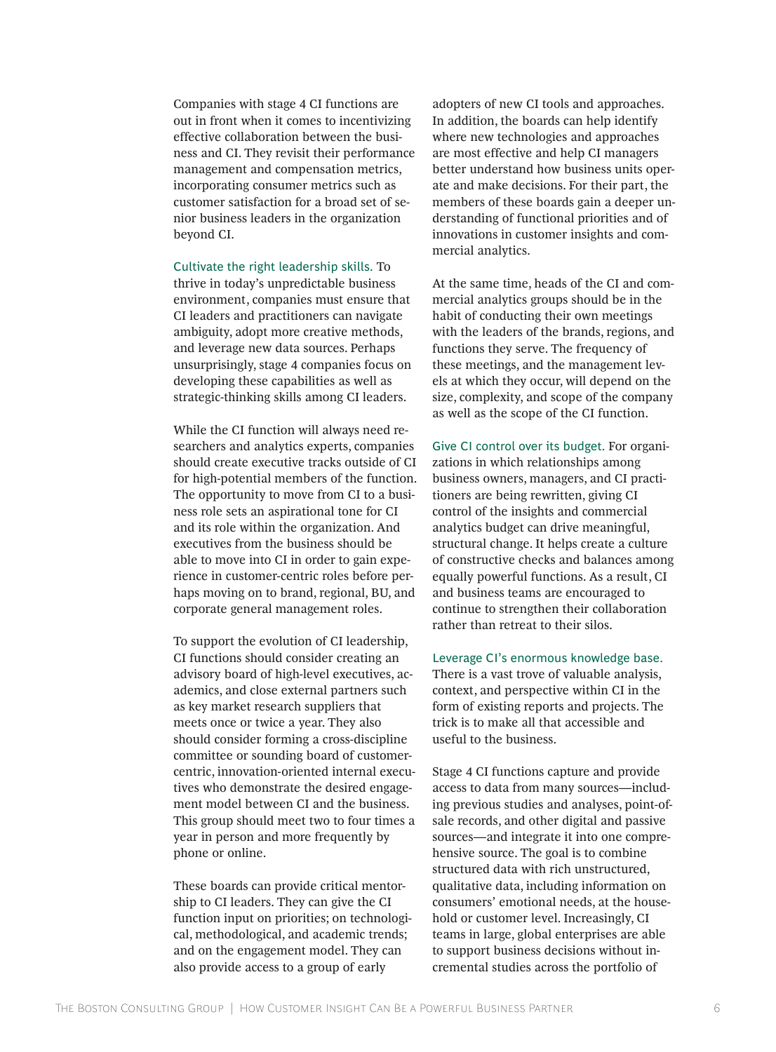Companies with stage 4 CI functions are out in front when it comes to incentivizing effective collaboration between the business and CI. They revisit their performance management and compensation metrics, incorporating consumer metrics such as customer satisfaction for a broad set of senior business leaders in the organization beyond CI.

Cultivate the right leadership skills. To thrive in today's unpredictable business environment, companies must ensure that CI leaders and practitioners can navigate ambiguity, adopt more creative methods, and leverage new data sources. Perhaps unsurprisingly, stage 4 companies focus on developing these capabilities as well as strategic-thinking skills among CI leaders.

While the CI function will always need researchers and analytics experts, companies should create executive tracks outside of CI for high-potential members of the function. The opportunity to move from CI to a business role sets an aspirational tone for CI and its role within the organization. And executives from the business should be able to move into CI in order to gain experience in customer-centric roles before perhaps moving on to brand, regional, BU, and corporate general management roles.

To support the evolution of CI leadership, CI functions should consider creating an advisory board of high-level executives, academics, and close external partners such as key market research suppliers that meets once or twice a year. They also should consider forming a cross-discipline committee or sounding board of customer-centric, innovation-oriented internal executives who demonstrate the desired engagement model between CI and the business. This group should meet two to four times a year in person and more frequently by phone or online.

These boards can provide critical mentorship to CI leaders. They can give the CI function input on priorities; on technological, methodological, and academic trends; and on the engagement model. They can also provide access to a group of early adopters of new CI tools and approaches. In addition, the boards can help identify where new technologies and approaches are most effective and help CI managers better understand how business units operate and make decisions. For their part, the members of these boards gain a deeper understanding of functional priorities and of innovations in customer insights and commercial analytics.

At the same time, heads of the CI and commercial analytics groups should be in the habit of conducting their own meetings with the leaders of the brands, regions, and functions they serve. The frequency of these meetings, and the management levels at which they occur, will depend on the size, complexity, and scope of the company as well as the scope of the CI function.

Give CI control over its budget. For organizations in which relationships among business owners, managers, and CI practitioners are being rewritten, giving CI control of the insights and commercial analytics budget can drive meaningful, structural change. It helps create a culture of constructive checks and balances among equally powerful functions. As a result, CI and business teams are encouraged to continue to strengthen their collaboration rather than retreat to their silos.

Leverage CI's enormous knowledge base. There is a vast trove of valuable analysis, context, and perspective within CI in the form of existing reports and projects. The trick is to make all that accessible and useful to the business.

Stage 4 CI functions capture and provide access to data from many sources—including previous studies and analyses, point-of-sale records, and other digital and passive sources—and integrate it into one comprehensive source. The goal is to combine structured data with rich unstructured, qualitative data, including information on consumers' emotional needs, at the household or customer level. Increasingly, CI teams in large, global enterprises are able to support business decisions without incremental studies across the portfolio of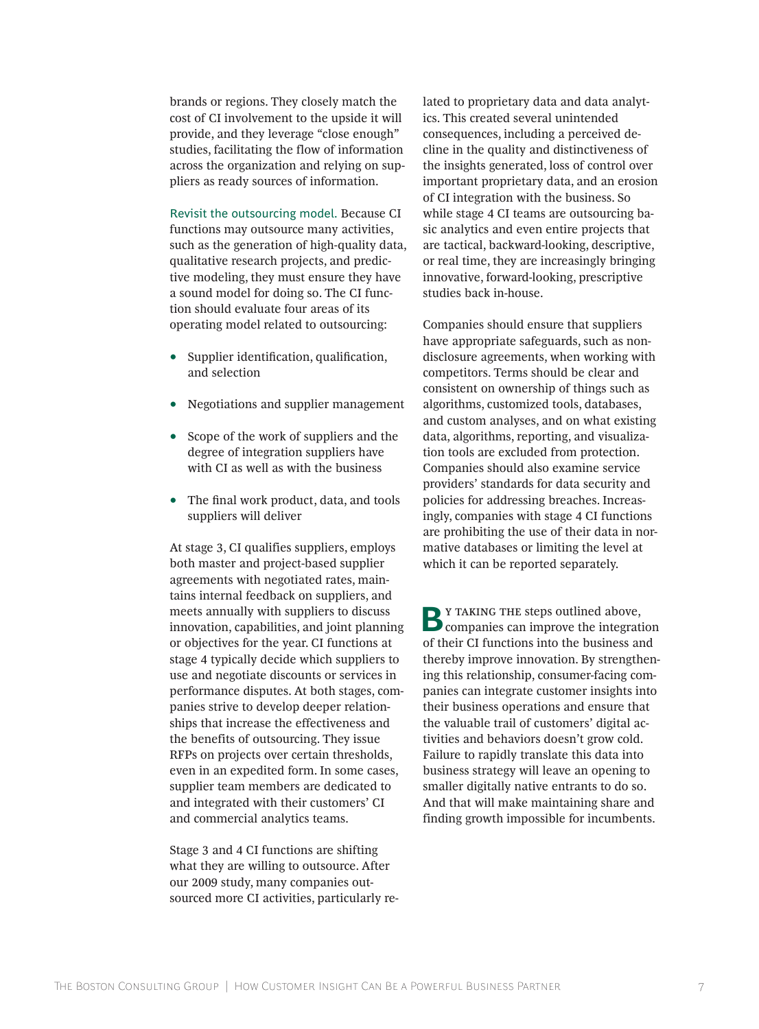brands or regions. They closely match the cost of CI involvement to the upside it will provide, and they leverage "close enough" studies, facilitating the flow of information across the organization and relying on suppliers as ready sources of information.

Revisit the outsourcing model. Because CI functions may outsource many activities, such as the generation of high-quality data, qualitative research projects, and predictive modeling, they must ensure they have a sound model for doing so. The CI function should evaluate four areas of its operating model related to outsourcing:

- Supplier identification, qualification, and selection
- Negotiations and supplier management
- Scope of the work of suppliers and the degree of integration suppliers have with CI as well as with the business
- The final work product, data, and tools suppliers will deliver

At stage 3, CI qualifies suppliers, employs both master and project-based supplier agreements with negotiated rates, maintains internal feedback on suppliers, and meets annually with suppliers to discuss innovation, capabilities, and joint planning or objectives for the year. CI functions at stage 4 typically decide which suppliers to use and negotiate discounts or services in performance disputes. At both stages, companies strive to develop deeper relationships that increase the effectiveness and the benefits of outsourcing. They issue RFPs on projects over certain thresholds, even in an expedited form. In some cases, supplier team members are dedicated to and integrated with their customers' CI and commercial analytics teams.

Stage 3 and 4 CI functions are shifting what they are willing to outsource. After our 2009 study, many companies outsourced more CI activities, particularly related to proprietary data and data analytics. This created several unintended consequences, including a perceived decline in the quality and distinctiveness of the insights generated, loss of control over important proprietary data, and an erosion of CI integration with the business. So while stage 4 CI teams are outsourcing basic analytics and even entire projects that are tactical, backward-looking, descriptive, or real time, they are increasingly bringing innovative, forward-looking, prescriptive studies back in-house.

Companies should ensure that suppliers have appropriate safeguards, such as nondisclosure agreements, when working with competitors. Terms should be clear and consistent on ownership of things such as algorithms, customized tools, databases, and custom analyses, and on what existing data, algorithms, reporting, and visualization tools are excluded from protection. Companies should also examine service providers' standards for data security and policies for addressing breaches. Increasingly, companies with stage 4 CI functions are prohibiting the use of their data in normative databases or limiting the level at which it can be reported separately.

By taking the steps outlined above, companies can improve the integration of their CI functions into the business and thereby improve innovation. By strengthening this relationship, consumer-facing companies can integrate customer insights into their business operations and ensure that the valuable trail of customers' digital activities and behaviors doesn't grow cold. Failure to rapidly translate this data into business strategy will leave an opening to smaller digitally native entrants to do so. And that will make maintaining share and finding growth impossible for incumbents.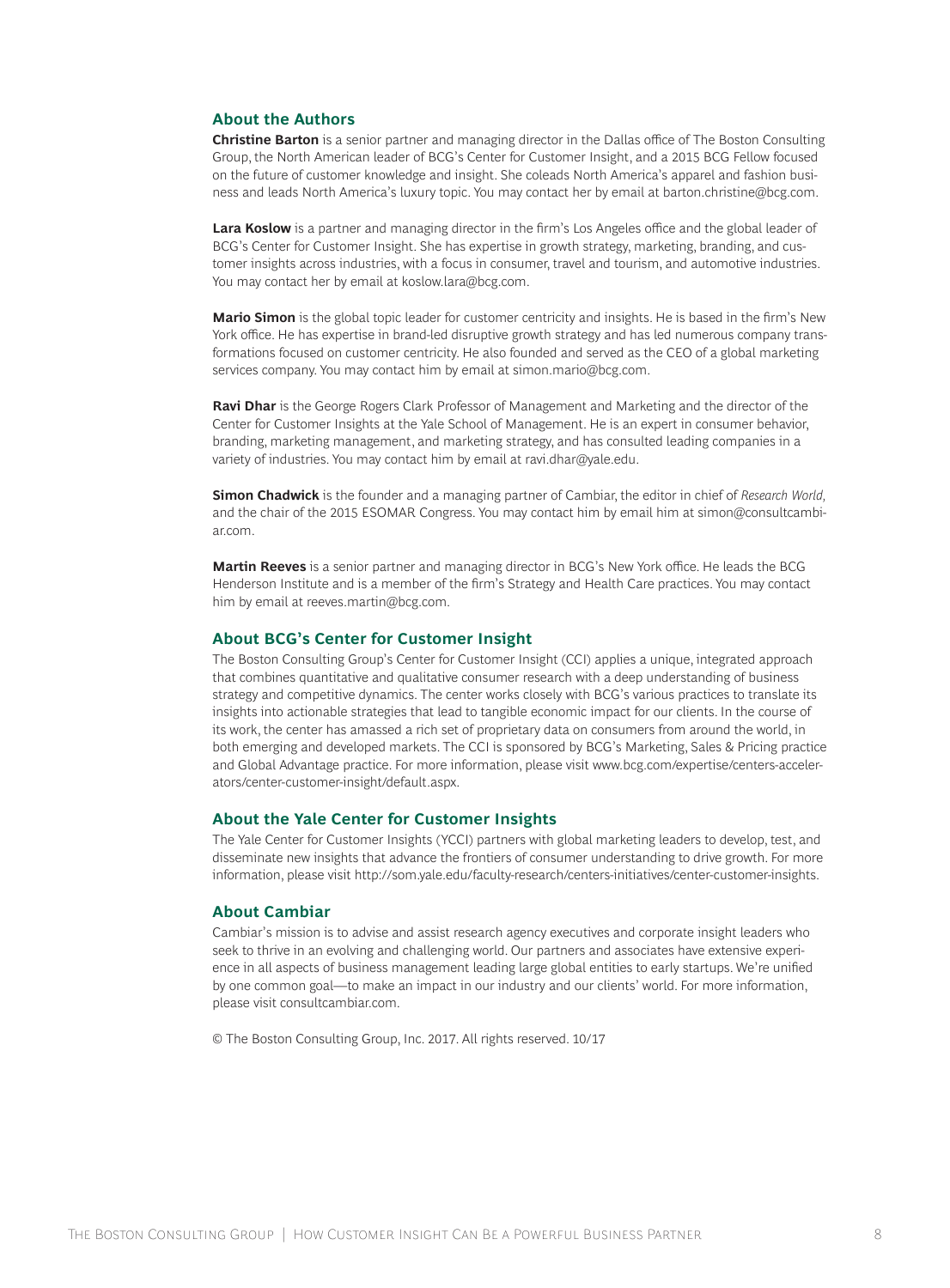## About the Authors

**Christine Barton** is a senior partner and managing director in the Dallas office of The Boston Consulting Group, the North American leader of BCG's Center for Customer Insight, and a 2015 BCG Fellow focused on the future of customer knowledge and insight. She coleads North America's apparel and fashion business and leads North America's luxury topic. You may contact her by email at barton.christine@bcg.com.

**Lara Koslow** is a partner and managing director in the firm's Los Angeles office and the global leader of BCG's Center for Customer Insight. She has expertise in growth strategy, marketing, branding, and customer insights across industries, with a focus in consumer, travel and tourism, and automotive industries. You may contact her by email at koslow.lara@bcg.com.

**Mario Simon** is the global topic leader for customer centricity and insights. He is based in the firm's New York office. He has expertise in brand-led disruptive growth strategy and has led numerous company transformations focused on customer centricity. He also founded and served as the CEO of a global marketing services company. You may contact him by email at simon.mario@bcg.com.

**Ravi Dhar** is the George Rogers Clark Professor of Management and Marketing and the director of the Center for Customer Insights at the Yale School of Management. He is an expert in consumer behavior, branding, marketing management, and marketing strategy, and has consulted leading companies in a variety of industries. You may contact him by email at ravi.dhar@yale.edu.

**Simon Chadwick** is the founder and a managing partner of Cambiar, the editor in chief of *Research World,* and the chair of the 2015 ESOMAR Congress. You may contact him by email him at simon@consultcambiar.com.

**Martin Reeves** is a senior partner and managing director in BCG's New York office. He leads the BCG Henderson Institute and is a member of the firm's Strategy and Health Care practices. You may contact him by email at reeves.martin@bcg.com.

## About BCG's Center for Customer Insight

The Boston Consulting Group's Center for Customer Insight (CCI) applies a unique, integrated approach that combines quantitative and qualitative consumer research with a deep understanding of business strategy and competitive dynamics. The center works closely with BCG's various practices to translate its insights into actionable strategies that lead to tangible economic impact for our clients. In the course of its work, the center has amassed a rich set of proprietary data on consumers from around the world, in both emerging and developed markets. The CCI is sponsored by BCG's Marketing, Sales & Pricing practice and Global Advantage practice. For more information, please visit www.bcg.com/expertise/centers-accelerators/center-customer-insight/default.aspx.

## About the Yale Center for Customer Insights

The Yale Center for Customer Insights (YCCI) partners with global marketing leaders to develop, test, and disseminate new insights that advance the frontiers of consumer understanding to drive growth. For more information, please visit http://som.yale.edu/faculty-research/centers-initiatives/center-customer-insights.

## About Cambiar

Cambiar's mission is to advise and assist research agency executives and corporate insight leaders who seek to thrive in an evolving and challenging world. Our partners and associates have extensive experience in all aspects of business management leading large global entities to early startups. We're unified by one common goal—to make an impact in our industry and our clients' world. For more information, please visit consultcambiar.com.

© The Boston Consulting Group, Inc. 2017. All rights reserved. 10/17